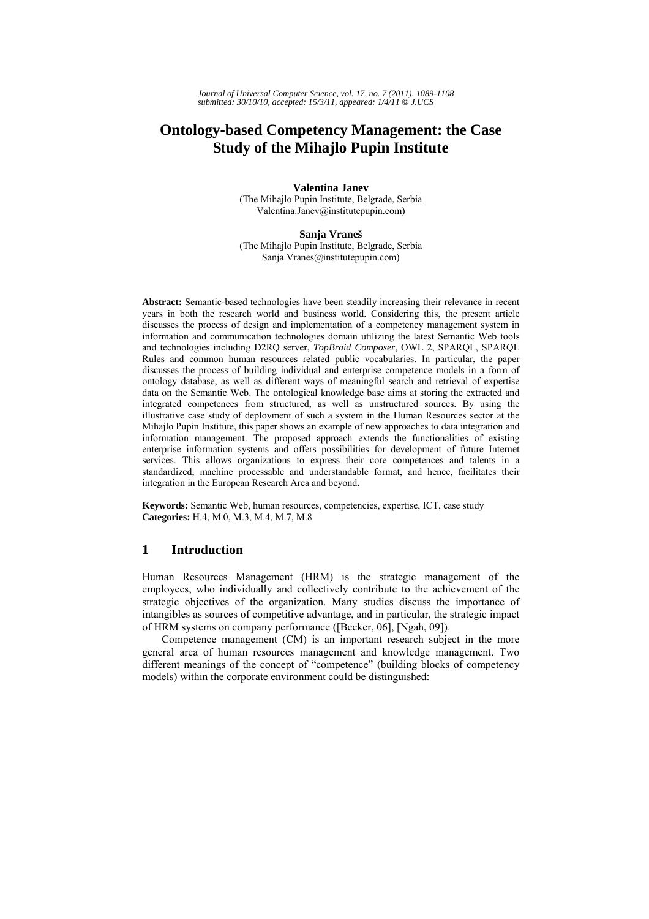# Ontology-based Competency Management: the Case Study of the Mihajlo Pupin Institute

**Valentina Janev**
(The Mihajlo Pupin Institute, Belgrade, Serbia
Valentina.Janev@institutepupin.com)

**Sanja Vraneš**
(The Mihajlo Pupin Institute, Belgrade, Serbia
Sanja.Vranes@institutepupin.com)

**Abstract:** Semantic-based technologies have been steadily increasing their relevance in recent years in both the research world and business world. Considering this, the present article discusses the process of design and implementation of a competency management system in information and communication technologies domain utilizing the latest Semantic Web tools and technologies including D2RQ server, *TopBraid Composer*, OWL 2, SPARQL, SPARQL Rules and common human resources related public vocabularies. In particular, the paper discusses the process of building individual and enterprise competence models in a form of ontology database, as well as different ways of meaningful search and retrieval of expertise data on the Semantic Web. The ontological knowledge base aims at storing the extracted and integrated competences from structured, as well as unstructured sources. By using the illustrative case study of deployment of such a system in the Human Resources sector at the Mihajlo Pupin Institute, this paper shows an example of new approaches to data integration and information management. The proposed approach extends the functionalities of existing enterprise information systems and offers possibilities for development of future Internet services. This allows organizations to express their core competences and talents in a standardized, machine processable and understandable format, and hence, facilitates their integration in the European Research Area and beyond.

**Keywords:** Semantic Web, human resources, competencies, expertise, ICT, case study
**Categories:** H.4, M.0, M.3, M.4, M.7, M.8

## 1 Introduction

Human Resources Management (HRM) is the strategic management of the employees, who individually and collectively contribute to the achievement of the strategic objectives of the organization. Many studies discuss the importance of intangibles as sources of competitive advantage, and in particular, the strategic impact of HRM systems on company performance ([Becker, 06], [Ngah, 09]).

Competence management (CM) is an important research subject in the more general area of human resources management and knowledge management. Two different meanings of the concept of "competence" (building blocks of competency models) within the corporate environment could be distinguished: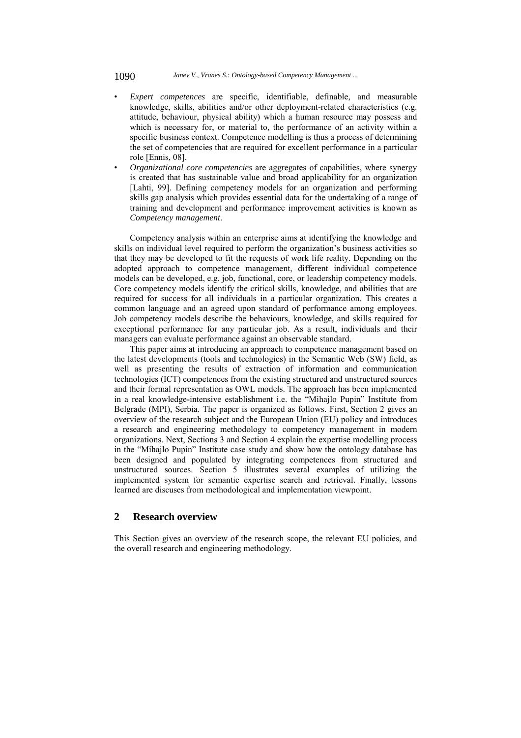- *Expert competences* are specific, identifiable, definable, and measurable knowledge, skills, abilities and/or other deployment-related characteristics (e.g. attitude, behaviour, physical ability) which a human resource may possess and which is necessary for, or material to, the performance of an activity within a specific business context. Competence modelling is thus a process of determining the set of competencies that are required for excellent performance in a particular role [Ennis, 08].
- *Organizational core competencies* are aggregates of capabilities, where synergy is created that has sustainable value and broad applicability for an organization [Lahti, 99]. Defining competency models for an organization and performing skills gap analysis which provides essential data for the undertaking of a range of training and development and performance improvement activities is known as *Competency management*.

Competency analysis within an enterprise aims at identifying the knowledge and skills on individual level required to perform the organization's business activities so that they may be developed to fit the requests of work life reality. Depending on the adopted approach to competence management, different individual competence models can be developed, e.g. job, functional, core, or leadership competency models. Core competency models identify the critical skills, knowledge, and abilities that are required for success for all individuals in a particular organization. This creates a common language and an agreed upon standard of performance among employees. Job competency models describe the behaviours, knowledge, and skills required for exceptional performance for any particular job. As a result, individuals and their managers can evaluate performance against an observable standard.

This paper aims at introducing an approach to competence management based on the latest developments (tools and technologies) in the Semantic Web (SW) field, as well as presenting the results of extraction of information and communication technologies (ICT) competences from the existing structured and unstructured sources and their formal representation as OWL models. The approach has been implemented in a real knowledge-intensive establishment i.e. the "Mihajlo Pupin" Institute from Belgrade (MPI), Serbia. The paper is organized as follows. First, Section 2 gives an overview of the research subject and the European Union (EU) policy and introduces a research and engineering methodology to competency management in modern organizations. Next, Sections 3 and Section 4 explain the expertise modelling process in the "Mihajlo Pupin" Institute case study and show how the ontology database has been designed and populated by integrating competences from structured and unstructured sources. Section 5 illustrates several examples of utilizing the implemented system for semantic expertise search and retrieval. Finally, lessons learned are discuses from methodological and implementation viewpoint.

## 2 Research overview

This Section gives an overview of the research scope, the relevant EU policies, and the overall research and engineering methodology.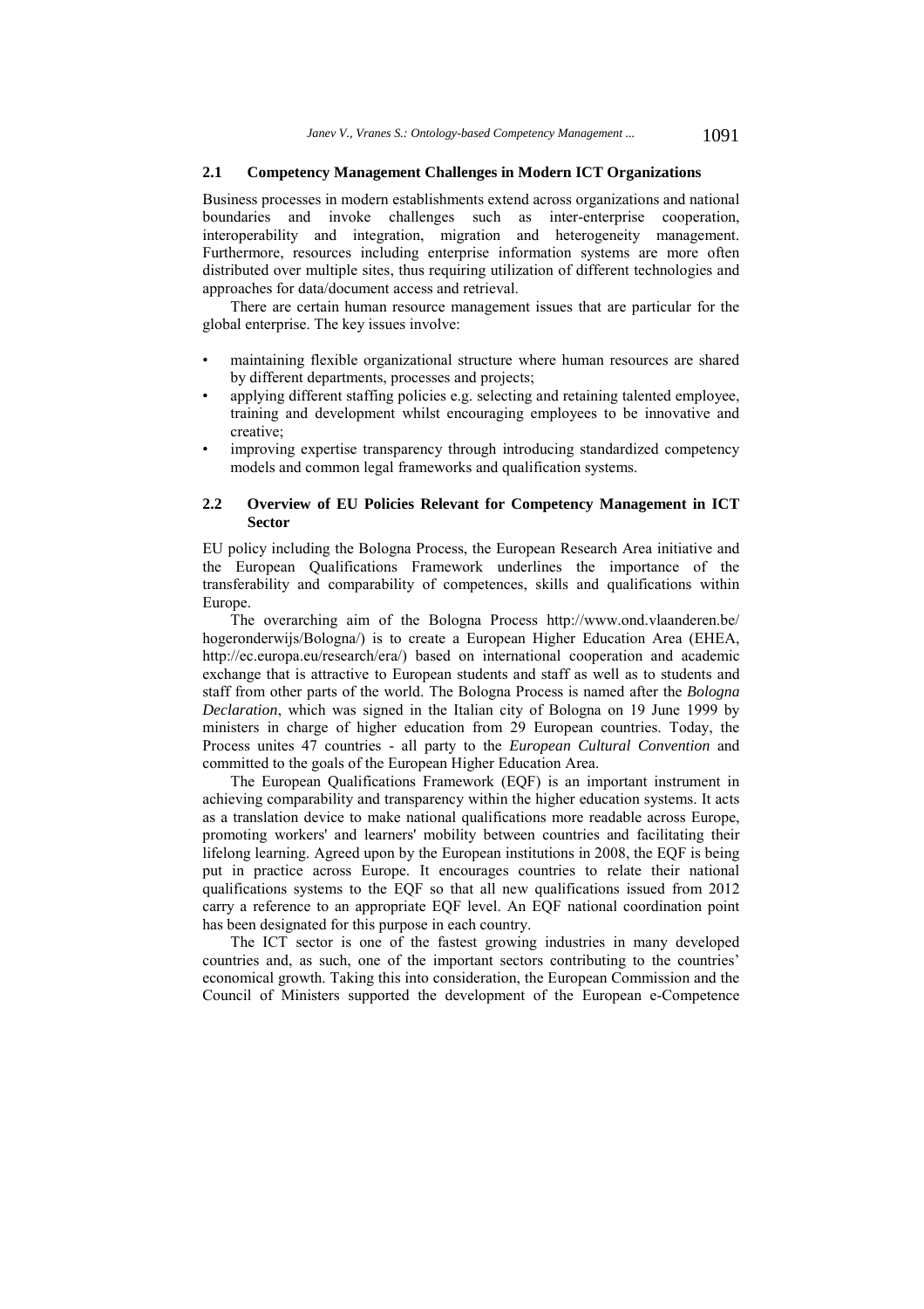### 2.1 Competency Management Challenges in Modern ICT Organizations

Business processes in modern establishments extend across organizations and national boundaries and invoke challenges such as inter-enterprise cooperation, interoperability and integration, migration and heterogeneity management. Furthermore, resources including enterprise information systems are more often distributed over multiple sites, thus requiring utilization of different technologies and approaches for data/document access and retrieval.

There are certain human resource management issues that are particular for the global enterprise. The key issues involve:

- maintaining flexible organizational structure where human resources are shared by different departments, processes and projects;
- applying different staffing policies e.g. selecting and retaining talented employee, training and development whilst encouraging employees to be innovative and creative;
- improving expertise transparency through introducing standardized competency models and common legal frameworks and qualification systems.

### 2.2 Overview of EU Policies Relevant for Competency Management in ICT Sector

EU policy including the Bologna Process, the European Research Area initiative and the European Qualifications Framework underlines the importance of the transferability and comparability of competences, skills and qualifications within Europe.

The overarching aim of the Bologna Process http://www.ond.vlaanderen.be/hogeronderwijs/Bologna/) is to create a European Higher Education Area (EHEA, http://ec.europa.eu/research/era/) based on international cooperation and academic exchange that is attractive to European students and staff as well as to students and staff from other parts of the world. The Bologna Process is named after the *Bologna Declaration*, which was signed in the Italian city of Bologna on 19 June 1999 by ministers in charge of higher education from 29 European countries. Today, the Process unites 47 countries - all party to the *European Cultural Convention* and committed to the goals of the European Higher Education Area.

The European Qualifications Framework (EQF) is an important instrument in achieving comparability and transparency within the higher education systems. It acts as a translation device to make national qualifications more readable across Europe, promoting workers' and learners' mobility between countries and facilitating their lifelong learning. Agreed upon by the European institutions in 2008, the EQF is being put in practice across Europe. It encourages countries to relate their national qualifications systems to the EQF so that all new qualifications issued from 2012 carry a reference to an appropriate EQF level. An EQF national coordination point has been designated for this purpose in each country.

The ICT sector is one of the fastest growing industries in many developed countries and, as such, one of the important sectors contributing to the countries' economical growth. Taking this into consideration, the European Commission and the Council of Ministers supported the development of the European e-Competence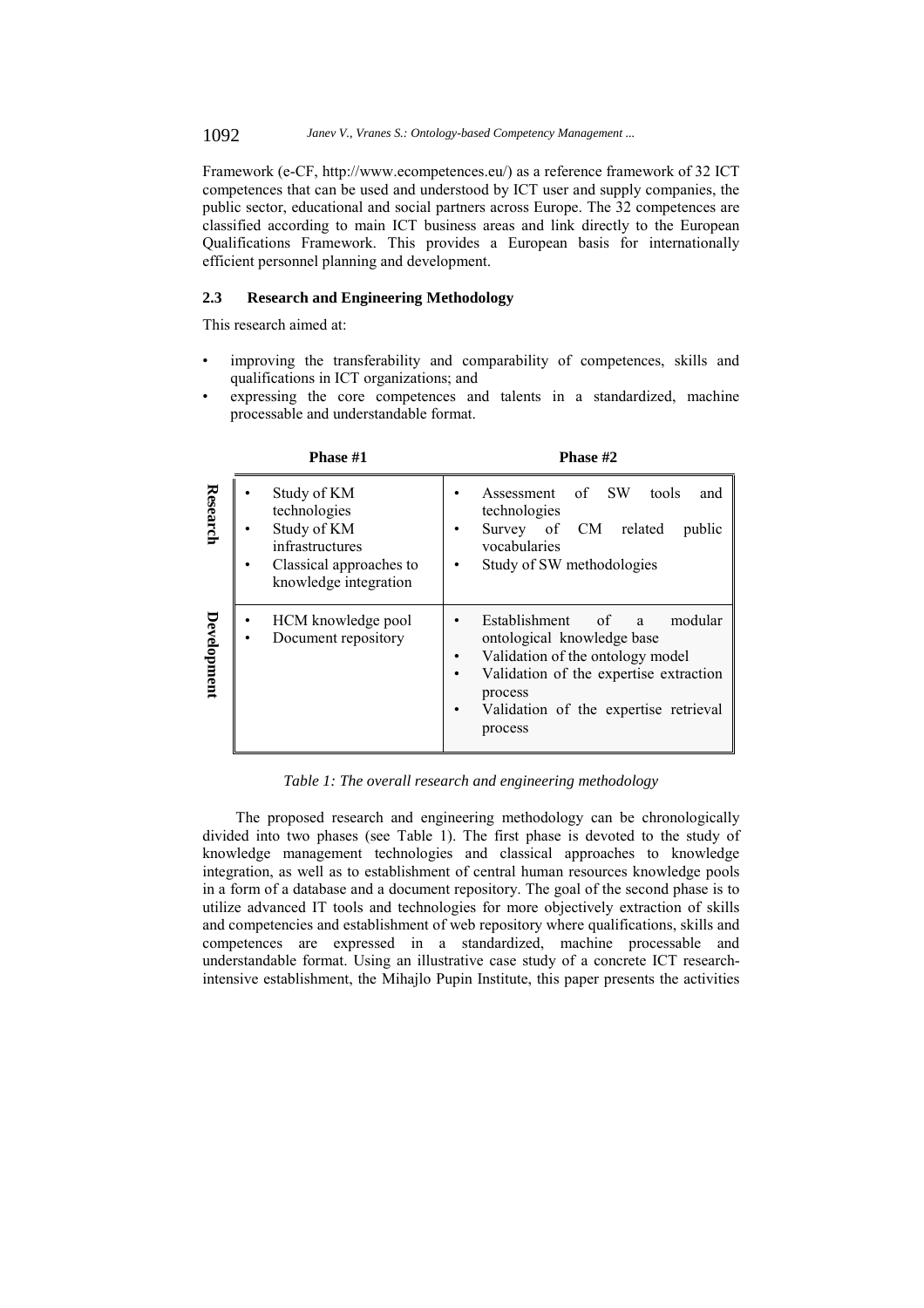Framework (e-CF, http://www.ecompetences.eu/) as a reference framework of 32 ICT competences that can be used and understood by ICT user and supply companies, the public sector, educational and social partners across Europe. The 32 competences are classified according to main ICT business areas and link directly to the European Qualifications Framework. This provides a European basis for internationally efficient personnel planning and development.

### 2.3 Research and Engineering Methodology

This research aimed at:

- improving the transferability and comparability of competences, skills and qualifications in ICT organizations; and
- expressing the core competences and talents in a standardized, machine processable and understandable format.

| | Phase #1 | Phase #2 |
|---|---|---|
| **Research** | • Study of KM technologies<br>• Study of KM infrastructures<br>• Classical approaches to knowledge integration | • Assessment of SW tools and technologies<br>• Survey of CM related public vocabularies<br>• Study of SW methodologies |
| **Development** | • HCM knowledge pool<br>• Document repository | • Establishment of a modular ontological knowledge base<br>• Validation of the ontology model<br>• Validation of the expertise extraction process<br>• Validation of the expertise retrieval process |

*Table 1: The overall research and engineering methodology*

The proposed research and engineering methodology can be chronologically divided into two phases (see Table 1). The first phase is devoted to the study of knowledge management technologies and classical approaches to knowledge integration, as well as to establishment of central human resources knowledge pools in a form of a database and a document repository. The goal of the second phase is to utilize advanced IT tools and technologies for more objectively extraction of skills and competencies and establishment of web repository where qualifications, skills and competences are expressed in a standardized, machine processable and understandable format. Using an illustrative case study of a concrete ICT research-intensive establishment, the Mihajlo Pupin Institute, this paper presents the activities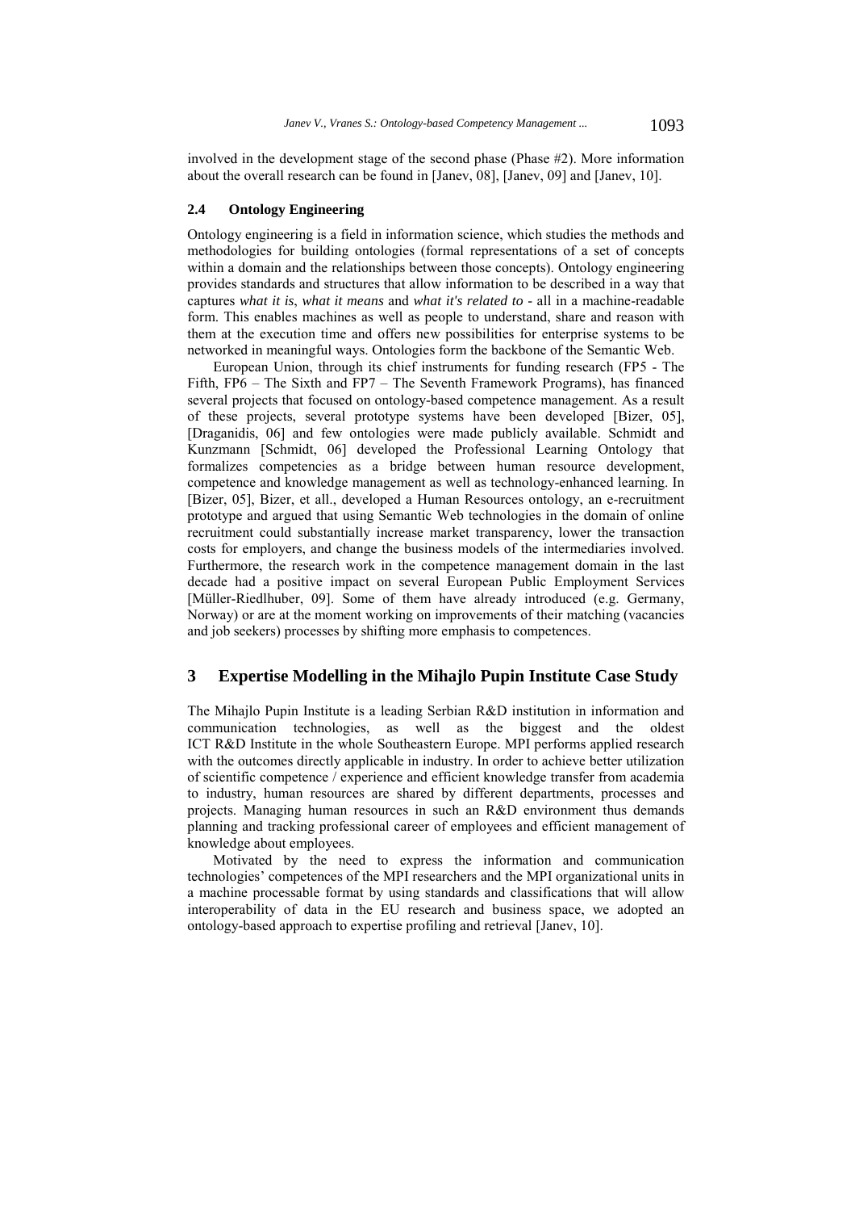involved in the development stage of the second phase (Phase #2). More information about the overall research can be found in [Janev, 08], [Janev, 09] and [Janev, 10].

### 2.4 Ontology Engineering

Ontology engineering is a field in information science, which studies the methods and methodologies for building ontologies (formal representations of a set of concepts within a domain and the relationships between those concepts). Ontology engineering provides standards and structures that allow information to be described in a way that captures *what it is*, *what it means* and *what it's related to* - all in a machine-readable form. This enables machines as well as people to understand, share and reason with them at the execution time and offers new possibilities for enterprise systems to be networked in meaningful ways. Ontologies form the backbone of the Semantic Web.

European Union, through its chief instruments for funding research (FP5 - The Fifth, FP6 – The Sixth and FP7 – The Seventh Framework Programs), has financed several projects that focused on ontology-based competence management. As a result of these projects, several prototype systems have been developed [Bizer, 05], [Draganidis, 06] and few ontologies were made publicly available. Schmidt and Kunzmann [Schmidt, 06] developed the Professional Learning Ontology that formalizes competencies as a bridge between human resource development, competence and knowledge management as well as technology-enhanced learning. In [Bizer, 05], Bizer, et all., developed a Human Resources ontology, an e-recruitment prototype and argued that using Semantic Web technologies in the domain of online recruitment could substantially increase market transparency, lower the transaction costs for employers, and change the business models of the intermediaries involved. Furthermore, the research work in the competence management domain in the last decade had a positive impact on several European Public Employment Services [Müller-Riedlhuber, 09]. Some of them have already introduced (e.g. Germany, Norway) or are at the moment working on improvements of their matching (vacancies and job seekers) processes by shifting more emphasis to competences.

## 3 Expertise Modelling in the Mihajlo Pupin Institute Case Study

The Mihajlo Pupin Institute is a leading Serbian R&D institution in information and communication technologies, as well as the biggest and the oldest ICT R&D Institute in the whole Southeastern Europe. MPI performs applied research with the outcomes directly applicable in industry. In order to achieve better utilization of scientific competence / experience and efficient knowledge transfer from academia to industry, human resources are shared by different departments, processes and projects. Managing human resources in such an R&D environment thus demands planning and tracking professional career of employees and efficient management of knowledge about employees.

Motivated by the need to express the information and communication technologies' competences of the MPI researchers and the MPI organizational units in a machine processable format by using standards and classifications that will allow interoperability of data in the EU research and business space, we adopted an ontology-based approach to expertise profiling and retrieval [Janev, 10].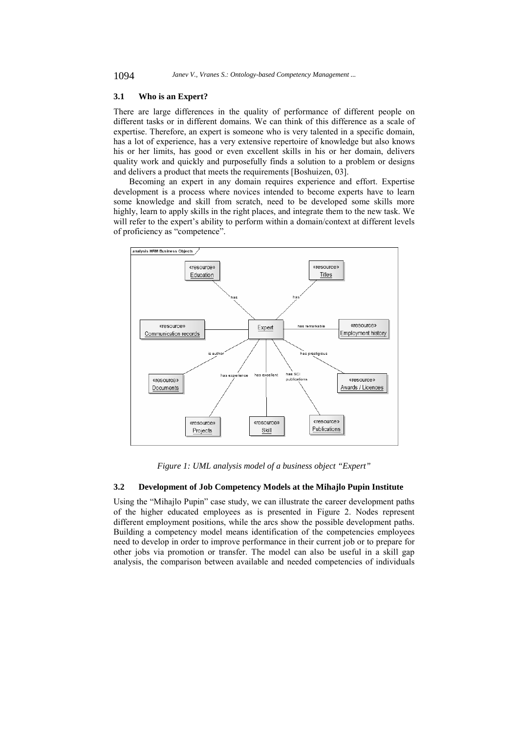### 3.1 Who is an Expert?

There are large differences in the quality of performance of different people on different tasks or in different domains. We can think of this difference as a scale of expertise. Therefore, an expert is someone who is very talented in a specific domain, has a lot of experience, has a very extensive repertoire of knowledge but also knows his or her limits, has good or even excellent skills in his or her domain, delivers quality work and quickly and purposefully finds a solution to a problem or designs and delivers a product that meets the requirements [Boshuizen, 03].

Becoming an expert in any domain requires experience and effort. Expertise development is a process where novices intended to become experts have to learn some knowledge and skill from scratch, need to be developed some skills more highly, learn to apply skills in the right places, and integrate them to the new task. We will refer to the expert's ability to perform within a domain/context at different levels of proficiency as "competence".

*Figure 1: UML analysis model of a business object "Expert"*

### 3.2 Development of Job Competency Models at the Mihajlo Pupin Institute

Using the "Mihajlo Pupin" case study, we can illustrate the career development paths of the higher educated employees as is presented in Figure 2. Nodes represent different employment positions, while the arcs show the possible development paths. Building a competency model means identification of the competencies employees need to develop in order to improve performance in their current job or to prepare for other jobs via promotion or transfer. The model can also be useful in a skill gap analysis, the comparison between available and needed competencies of individuals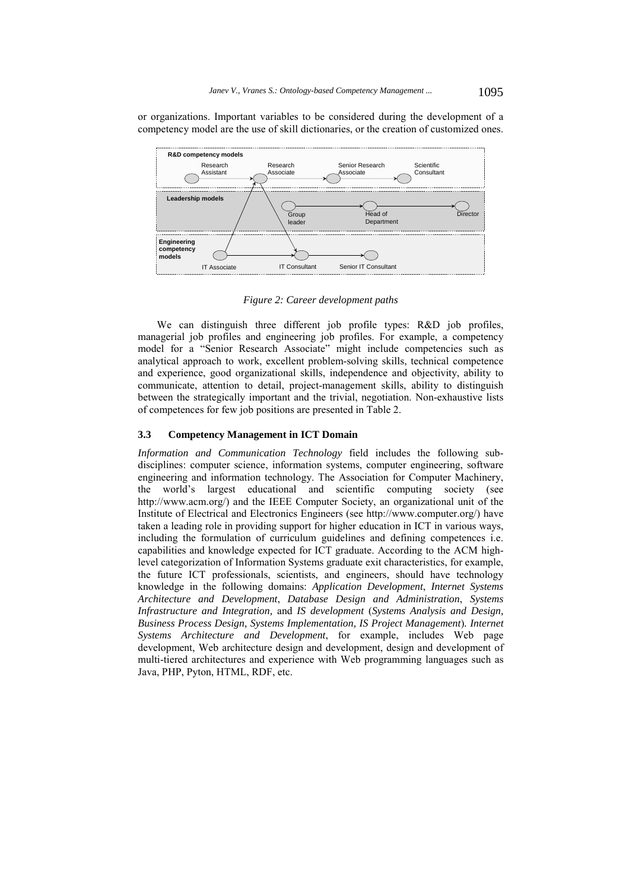or organizations. Important variables to be considered during the development of a competency model are the use of skill dictionaries, or the creation of customized ones.

R&D competency models

Research Assistant | Research Associate | Senior Research Associate | Scientific Consultant

Leadership models

Group leader | Head of Department | Director

Engineering competency models

IT Associate | IT Consultant | Senior IT Consultant

*Figure 2: Career development paths*

We can distinguish three different job profile types: R&D job profiles, managerial job profiles and engineering job profiles. For example, a competency model for a "Senior Research Associate" might include competencies such as analytical approach to work, excellent problem-solving skills, technical competence and experience, good organizational skills, independence and objectivity, ability to communicate, attention to detail, project-management skills, ability to distinguish between the strategically important and the trivial, negotiation. Non-exhaustive lists of competences for few job positions are presented in Table 2.

### 3.3 Competency Management in ICT Domain

*Information and Communication Technology* field includes the following sub-disciplines: computer science, information systems, computer engineering, software engineering and information technology. The Association for Computer Machinery, the world's largest educational and scientific computing society (see http://www.acm.org/) and the IEEE Computer Society, an organizational unit of the Institute of Electrical and Electronics Engineers (see http://www.computer.org/) have taken a leading role in providing support for higher education in ICT in various ways, including the formulation of curriculum guidelines and defining competences i.e. capabilities and knowledge expected for ICT graduate. According to the ACM high-level categorization of Information Systems graduate exit characteristics, for example, the future ICT professionals, scientists, and engineers, should have technology knowledge in the following domains: *Application Development*, *Internet Systems Architecture and Development*, *Database Design and Administration*, *Systems Infrastructure and Integration,* and *IS development* (*Systems Analysis and Design, Business Process Design, Systems Implementation, IS Project Management*). *Internet Systems Architecture and Development*, for example, includes Web page development, Web architecture design and development, design and development of multi-tiered architectures and experience with Web programming languages such as Java, PHP, Pyton, HTML, RDF, etc.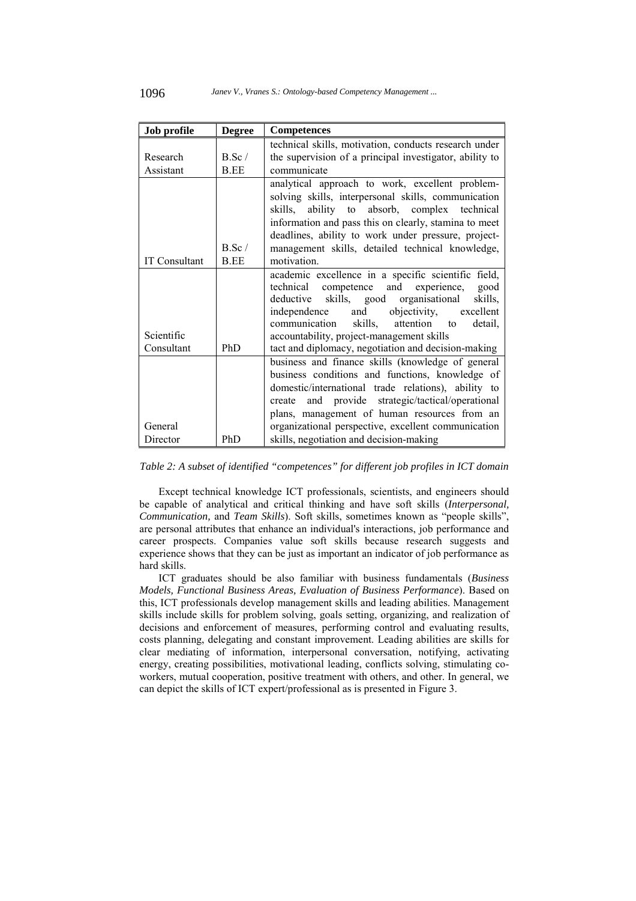| Job profile | Degree | Competences |
|---|---|---|
| Research Assistant | B.Sc / B.EE | technical skills, motivation, conducts research under the supervision of a principal investigator, ability to communicate |
| IT Consultant | B.Sc / B.EE | analytical approach to work, excellent problem-solving skills, interpersonal skills, communication skills, ability to absorb, complex technical information and pass this on clearly, stamina to meet deadlines, ability to work under pressure, project-management skills, detailed technical knowledge, motivation. |
| Scientific Consultant | PhD | academic excellence in a specific scientific field, technical competence and experience, good deductive skills, good organisational skills, independence and objectivity, excellent communication skills, attention to detail, accountability, project-management skills tact and diplomacy, negotiation and decision-making |
| General Director | PhD | business and finance skills (knowledge of general business conditions and functions, knowledge of domestic/international trade relations), ability to create and provide strategic/tactical/operational plans, management of human resources from an organizational perspective, excellent communication skills, negotiation and decision-making |

*Table 2: A subset of identified "competences" for different job profiles in ICT domain*

Except technical knowledge ICT professionals, scientists, and engineers should be capable of analytical and critical thinking and have soft skills (*Interpersonal, Communication,* and *Team Skills*). Soft skills, sometimes known as "people skills", are personal attributes that enhance an individual's interactions, job performance and career prospects. Companies value soft skills because research suggests and experience shows that they can be just as important an indicator of job performance as hard skills.

ICT graduates should be also familiar with business fundamentals (*Business Models, Functional Business Areas, Evaluation of Business Performance*). Based on this, ICT professionals develop management skills and leading abilities. Management skills include skills for problem solving, goals setting, organizing, and realization of decisions and enforcement of measures, performing control and evaluating results, costs planning, delegating and constant improvement. Leading abilities are skills for clear mediating of information, interpersonal conversation, notifying, activating energy, creating possibilities, motivational leading, conflicts solving, stimulating co-workers, mutual cooperation, positive treatment with others, and other. In general, we can depict the skills of ICT expert/professional as is presented in Figure 3.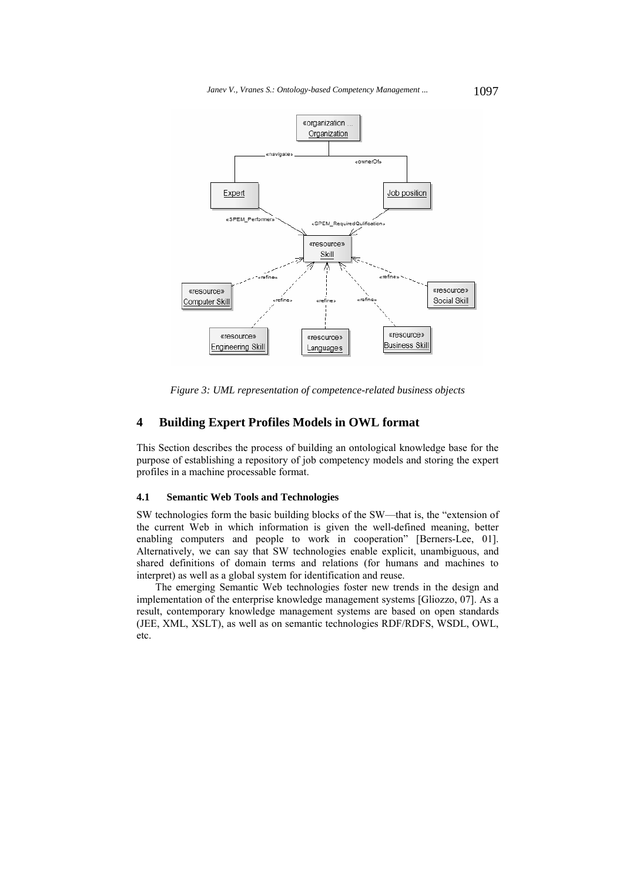*Figure 3: UML representation of competence-related business objects*

## 4 Building Expert Profiles Models in OWL format

This Section describes the process of building an ontological knowledge base for the purpose of establishing a repository of job competency models and storing the expert profiles in a machine processable format.

### 4.1 Semantic Web Tools and Technologies

SW technologies form the basic building blocks of the SW—that is, the "extension of the current Web in which information is given the well-defined meaning, better enabling computers and people to work in cooperation" [Berners-Lee, 01]. Alternatively, we can say that SW technologies enable explicit, unambiguous, and shared definitions of domain terms and relations (for humans and machines to interpret) as well as a global system for identification and reuse.

The emerging Semantic Web technologies foster new trends in the design and implementation of the enterprise knowledge management systems [Gliozzo, 07]. As a result, contemporary knowledge management systems are based on open standards (JEE, XML, XSLT), as well as on semantic technologies RDF/RDFS, WSDL, OWL, etc.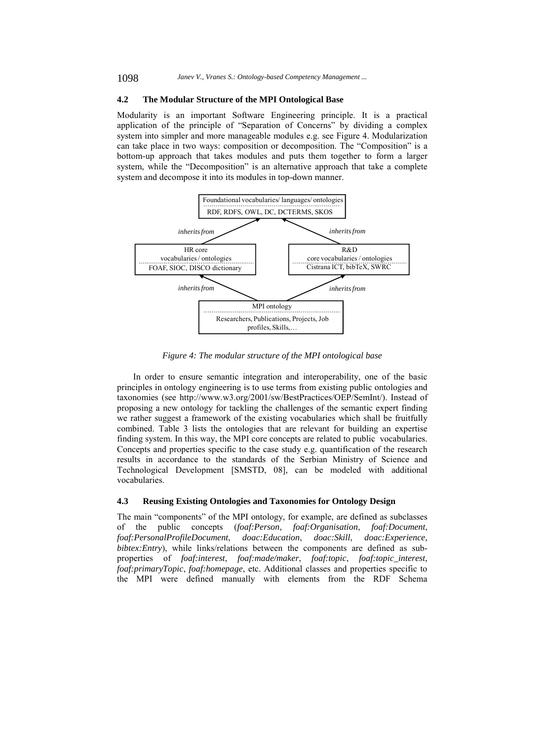### 4.2 The Modular Structure of the MPI Ontological Base

Modularity is an important Software Engineering principle. It is a practical application of the principle of "Separation of Concerns" by dividing a complex system into simpler and more manageable modules e.g. see Figure 4. Modularization can take place in two ways: composition or decomposition. The "Composition" is a bottom-up approach that takes modules and puts them together to form a larger system, while the "Decomposition" is an alternative approach that take a complete system and decompose it into its modules in top-down manner.

Foundational vocabularies/ languages/ ontologies
RDF, RDFS, OWL, DC, DCTERMS, SKOS

*inherits from* *inherits from*

HR core vocabularies / ontologies
FOAF, SIOC, DISCO dictionary

R&D core vocabularies / ontologies
Cistrana ICT, bibTeX, SWRC

*inherits from* *inherits from*

MPI ontology
Researchers, Publications, Projects, Job profiles, Skills,…

*Figure 4: The modular structure of the MPI ontological base*

In order to ensure semantic integration and interoperability, one of the basic principles in ontology engineering is to use terms from existing public ontologies and taxonomies (see http://www.w3.org/2001/sw/BestPractices/OEP/SemInt/). Instead of proposing a new ontology for tackling the challenges of the semantic expert finding we rather suggest a framework of the existing vocabularies which shall be fruitfully combined. Table 3 lists the ontologies that are relevant for building an expertise finding system. In this way, the MPI core concepts are related to public vocabularies. Concepts and properties specific to the case study e.g. quantification of the research results in accordance to the standards of the Serbian Ministry of Science and Technological Development [SMSTD, 08], can be modeled with additional vocabularies.

### 4.3 Reusing Existing Ontologies and Taxonomies for Ontology Design

The main "components" of the MPI ontology, for example, are defined as subclasses of the public concepts (*foaf:Person*, *foaf:Organisation*, *foaf:Document*, *foaf:PersonalProfileDocument*, *doac:Education*, *doac:Skill*, *doac:Experience, bibtex:Entry*), while links/relations between the components are defined as sub-properties of *foaf:interest*, *foaf:made/maker*, *foaf:topic*, *foaf:topic_interest*, *foaf:primaryTopic*, *foaf:homepage*, etc. Additional classes and properties specific to the MPI were defined manually with elements from the RDF Schema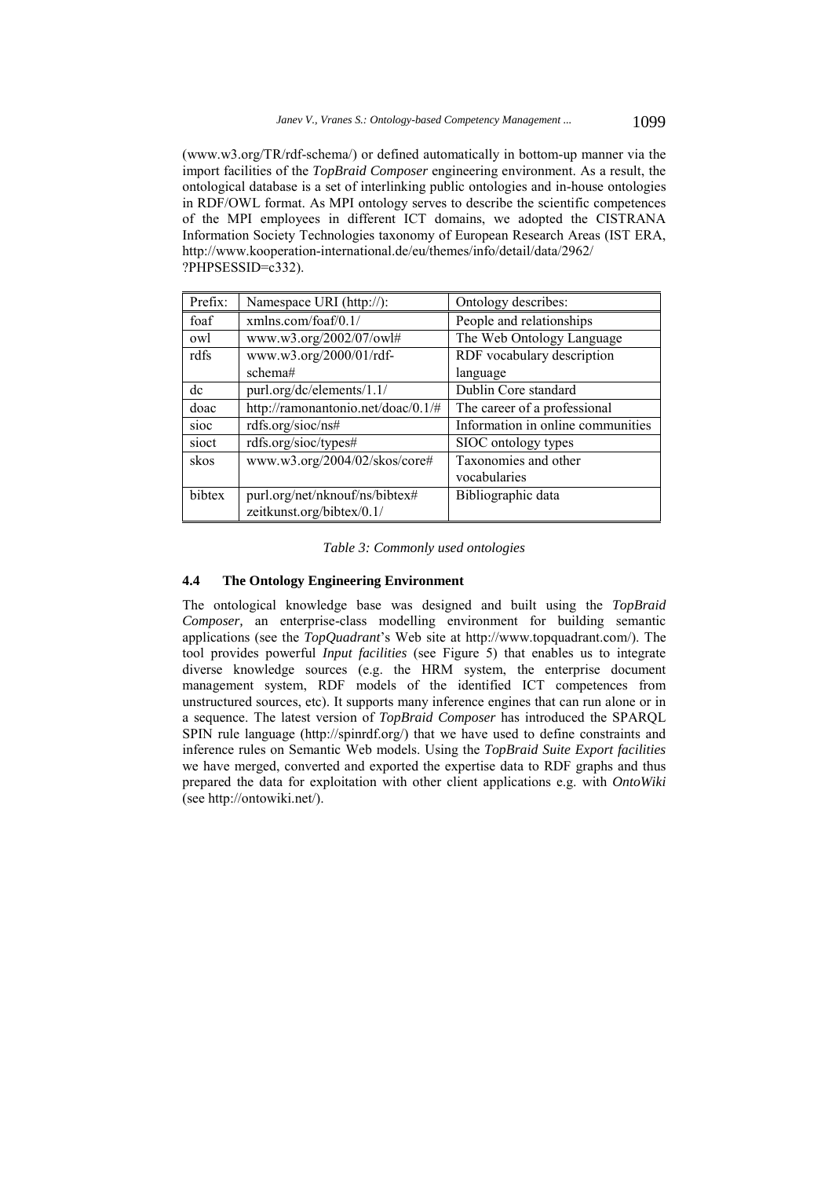(www.w3.org/TR/rdf-schema/) or defined automatically in bottom-up manner via the import facilities of the *TopBraid Composer* engineering environment. As a result, the ontological database is a set of interlinking public ontologies and in-house ontologies in RDF/OWL format. As MPI ontology serves to describe the scientific competences of the MPI employees in different ICT domains, we adopted the CISTRANA Information Society Technologies taxonomy of European Research Areas (IST ERA, http://www.kooperation-international.de/eu/themes/info/detail/data/2962/?PHPSESSID=c332).

| Prefix: | Namespace URI (http://): | Ontology describes: |
|---|---|---|
| foaf | xmlns.com/foaf/0.1/ | People and relationships |
| owl | www.w3.org/2002/07/owl# | The Web Ontology Language |
| rdfs | www.w3.org/2000/01/rdf-schema# | RDF vocabulary description language |
| dc | purl.org/dc/elements/1.1/ | Dublin Core standard |
| doac | http://ramonantonio.net/doac/0.1/# | The career of a professional |
| sioc | rdfs.org/sioc/ns# | Information in online communities |
| sioct | rdfs.org/sioc/types# | SIOC ontology types |
| skos | www.w3.org/2004/02/skos/core# | Taxonomies and other vocabularies |
| bibtex | purl.org/net/nknouf/ns/bibtex# zeitkunst.org/bibtex/0.1/ | Bibliographic data |

*Table 3: Commonly used ontologies*

### 4.4 The Ontology Engineering Environment

The ontological knowledge base was designed and built using the *TopBraid Composer*, an enterprise-class modelling environment for building semantic applications (see the *TopQuadrant*'s Web site at http://www.topquadrant.com/). The tool provides powerful *Input facilities* (see Figure 5) that enables us to integrate diverse knowledge sources (e.g. the HRM system, the enterprise document management system, RDF models of the identified ICT competences from unstructured sources, etc). It supports many inference engines that can run alone or in a sequence. The latest version of *TopBraid Composer* has introduced the SPARQL SPIN rule language (http://spinrdf.org/) that we have used to define constraints and inference rules on Semantic Web models. Using the *TopBraid Suite Export facilities* we have merged, converted and exported the expertise data to RDF graphs and thus prepared the data for exploitation with other client applications e.g. with *OntoWiki* (see http://ontowiki.net/).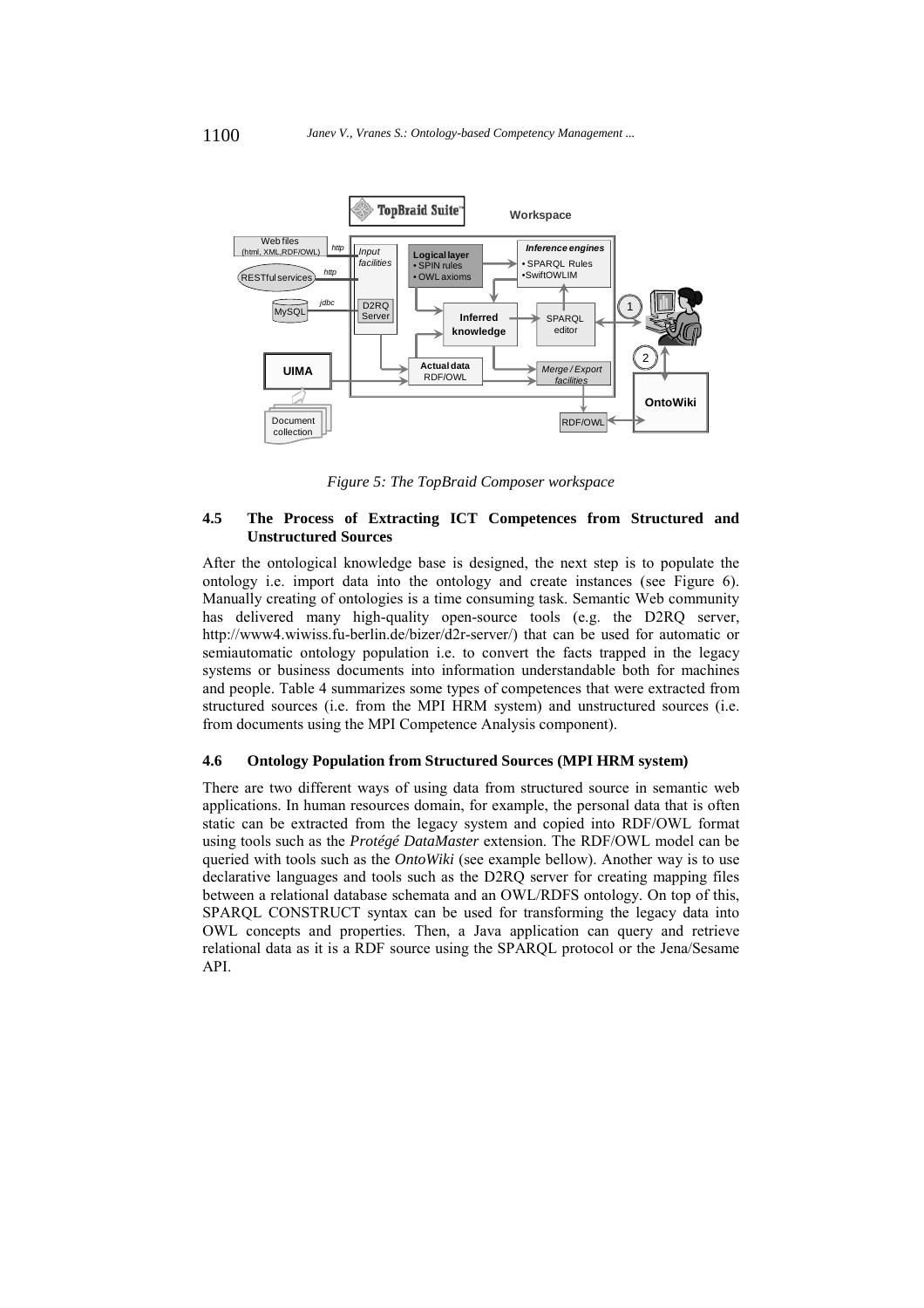*Figure 5: The TopBraid Composer workspace*

### 4.5 The Process of Extracting ICT Competences from Structured and Unstructured Sources

After the ontological knowledge base is designed, the next step is to populate the ontology i.e. import data into the ontology and create instances (see Figure 6). Manually creating of ontologies is a time consuming task. Semantic Web community has delivered many high-quality open-source tools (e.g. the D2RQ server, http://www4.wiwiss.fu-berlin.de/bizer/d2r-server/) that can be used for automatic or semiautomatic ontology population i.e. to convert the facts trapped in the legacy systems or business documents into information understandable both for machines and people. Table 4 summarizes some types of competences that were extracted from structured sources (i.e. from the MPI HRM system) and unstructured sources (i.e. from documents using the MPI Competence Analysis component).

### 4.6 Ontology Population from Structured Sources (MPI HRM system)

There are two different ways of using data from structured source in semantic web applications. In human resources domain, for example, the personal data that is often static can be extracted from the legacy system and copied into RDF/OWL format using tools such as the *Protégé DataMaster* extension. The RDF/OWL model can be queried with tools such as the *OntoWiki* (see example bellow). Another way is to use declarative languages and tools such as the D2RQ server for creating mapping files between a relational database schemata and an OWL/RDFS ontology. On top of this, SPARQL CONSTRUCT syntax can be used for transforming the legacy data into OWL concepts and properties. Then, a Java application can query and retrieve relational data as it is a RDF source using the SPARQL protocol or the Jena/Sesame API.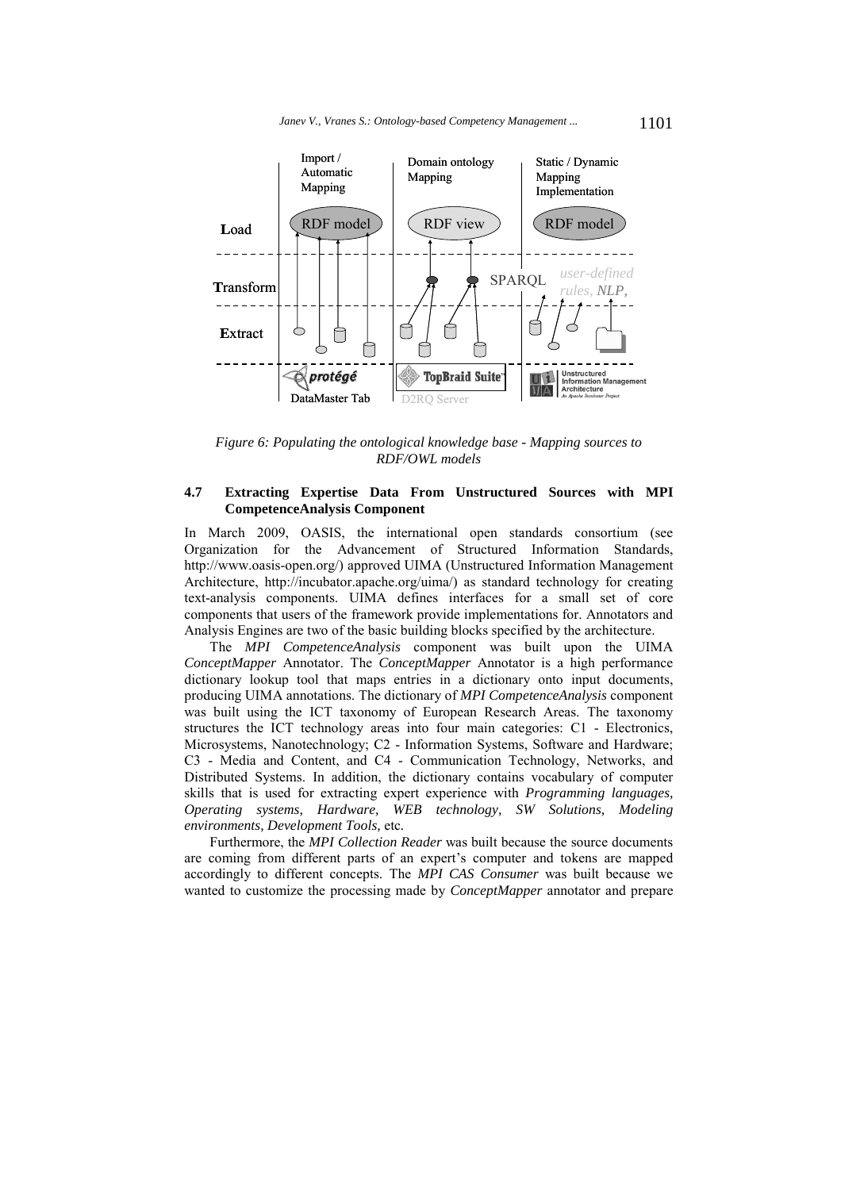*Figure 6: Populating the ontological knowledge base - Mapping sources to RDF/OWL models*

### 4.7 Extracting Expertise Data From Unstructured Sources with MPI CompetenceAnalysis Component

In March 2009, OASIS, the international open standards consortium (see Organization for the Advancement of Structured Information Standards, http://www.oasis-open.org/) approved UIMA (Unstructured Information Management Architecture, http://incubator.apache.org/uima/) as standard technology for creating text-analysis components. UIMA defines interfaces for a small set of core components that users of the framework provide implementations for. Annotators and Analysis Engines are two of the basic building blocks specified by the architecture.

The *MPI CompetenceAnalysis* component was built upon the UIMA *ConceptMapper* Annotator. The *ConceptMapper* Annotator is a high performance dictionary lookup tool that maps entries in a dictionary onto input documents, producing UIMA annotations. The dictionary of *MPI CompetenceAnalysis* component was built using the ICT taxonomy of European Research Areas. The taxonomy structures the ICT technology areas into four main categories: C1 - Electronics, Microsystems, Nanotechnology; C2 - Information Systems, Software and Hardware; C3 - Media and Content, and C4 - Communication Technology, Networks, and Distributed Systems. In addition, the dictionary contains vocabulary of computer skills that is used for extracting expert experience with *Programming languages, Operating systems, Hardware, WEB technology, SW Solutions, Modeling environments, Development Tools,* etc.

Furthermore, the *MPI Collection Reader* was built because the source documents are coming from different parts of an expert's computer and tokens are mapped accordingly to different concepts. The *MPI CAS Consumer* was built because we wanted to customize the processing made by *ConceptMapper* annotator and prepare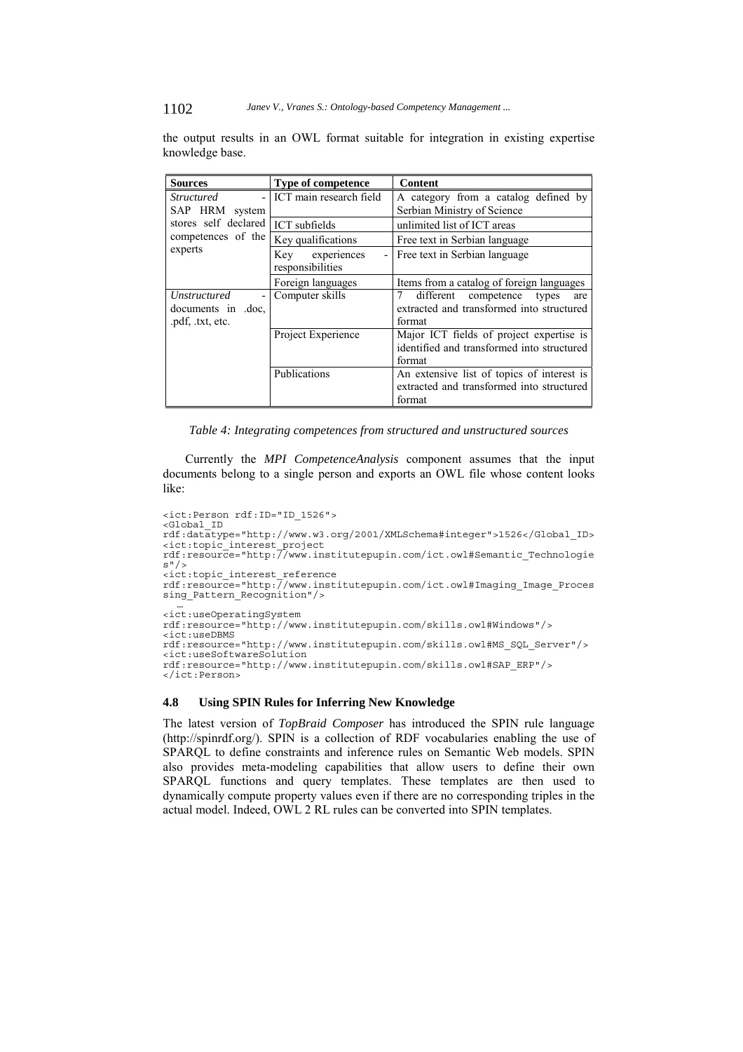the output results in an OWL format suitable for integration in existing expertise knowledge base.

| Sources | Type of competence | Content |
|---|---|---|
| *Structured* - SAP HRM system stores self declared competences of the experts | ICT main research field | A category from a catalog defined by Serbian Ministry of Science |
| | ICT subfields | unlimited list of ICT areas |
| | Key qualifications | Free text in Serbian language |
| | Key experiences - responsibilities | Free text in Serbian language |
| | Foreign languages | Items from a catalog of foreign languages |
| *Unstructured* - documents in .doc, .pdf, .txt, etc. | Computer skills | 7 different competence types are extracted and transformed into structured format |
| | Project Experience | Major ICT fields of project expertise is identified and transformed into structured format |
| | Publications | An extensive list of topics of interest is extracted and transformed into structured format |

*Table 4: Integrating competences from structured and unstructured sources*

Currently the *MPI CompetenceAnalysis* component assumes that the input documents belong to a single person and exports an OWL file whose content looks like:

```
<ict:Person rdf:ID="ID_1526">
<Global_ID
rdf:datatype="http://www.w3.org/2001/XMLSchema#integer">1526</Global_ID>
<ict:topic_interest_project
rdf:resource="http://www.institutepupin.com/ict.owl#Semantic_Technologie
s"/>
<ict:topic_interest_reference
rdf:resource="http://www.institutepupin.com/ict.owl#Imaging_Image_Proces
sing_Pattern_Recognition"/>
  …
<ict:useOperatingSystem
rdf:resource="http://www.institutepupin.com/skills.owl#Windows"/>
<ict:useDBMS
rdf:resource="http://www.institutepupin.com/skills.owl#MS_SQL_Server"/>
<ict:useSoftwareSolution
rdf:resource="http://www.institutepupin.com/skills.owl#SAP_ERP"/>
</ict:Person>
```

### 4.8 Using SPIN Rules for Inferring New Knowledge

The latest version of *TopBraid Composer* has introduced the SPIN rule language (http://spinrdf.org/). SPIN is a collection of RDF vocabularies enabling the use of SPARQL to define constraints and inference rules on Semantic Web models. SPIN also provides meta-modeling capabilities that allow users to define their own SPARQL functions and query templates. These templates are then used to dynamically compute property values even if there are no corresponding triples in the actual model. Indeed, OWL 2 RL rules can be converted into SPIN templates.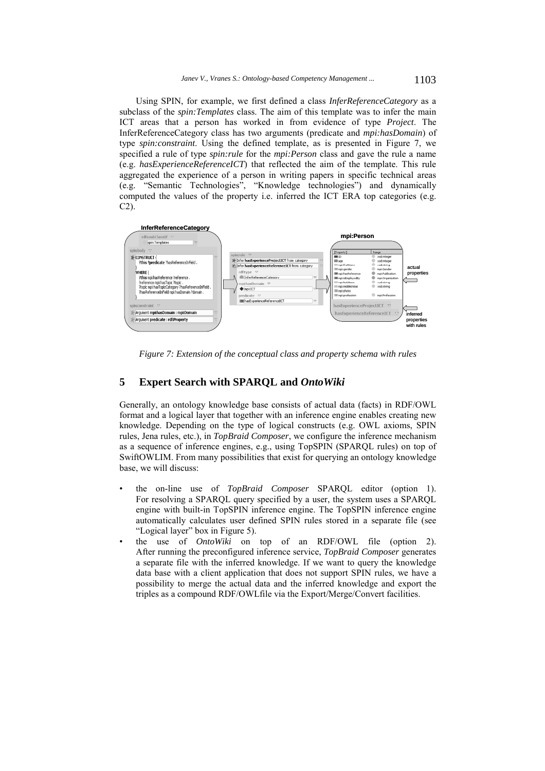Using SPIN, for example, we first defined a class *InferReferenceCategory* as a subclass of the *spin:Templates* class. The aim of this template was to infer the main ICT areas that a person has worked in from evidence of type *Project*. The InferReferenceCategory class has two arguments (predicate and *mpi:hasDomain*) of type *spin:constraint*. Using the defined template, as is presented in Figure 7, we specified a rule of type *spin:rule* for the *mpi:Person* class and gave the rule a name (e.g. *hasExperienceReferenceICT*) that reflected the aim of the template. This rule aggregated the experience of a person in writing papers in specific technical areas (e.g. "Semantic Technologies", "Knowledge technologies") and dynamically computed the values of the property i.e. inferred the ICT ERA top categories (e.g. C2).

*Figure 7: Extension of the conceptual class and property schema with rules*

## 5 Expert Search with SPARQL and *OntoWiki*

Generally, an ontology knowledge base consists of actual data (facts) in RDF/OWL format and a logical layer that together with an inference engine enables creating new knowledge. Depending on the type of logical constructs (e.g. OWL axioms, SPIN rules, Jena rules, etc.), in *TopBraid Composer*, we configure the inference mechanism as a sequence of inference engines, e.g., using TopSPIN (SPARQL rules) on top of SwiftOWLIM. From many possibilities that exist for querying an ontology knowledge base, we will discuss:

- the on-line use of *TopBraid Composer* SPARQL editor (option 1). For resolving a SPARQL query specified by a user, the system uses a SPARQL engine with built-in TopSPIN inference engine. The TopSPIN inference engine automatically calculates user defined SPIN rules stored in a separate file (see "Logical layer" box in Figure 5).
- the use of *OntoWiki* on top of an RDF/OWL file (option 2). After running the preconfigured inference service, *TopBraid Composer* generates a separate file with the inferred knowledge. If we want to query the knowledge data base with a client application that does not support SPIN rules, we have a possibility to merge the actual data and the inferred knowledge and export the triples as a compound RDF/OWLfile via the Export/Merge/Convert facilities.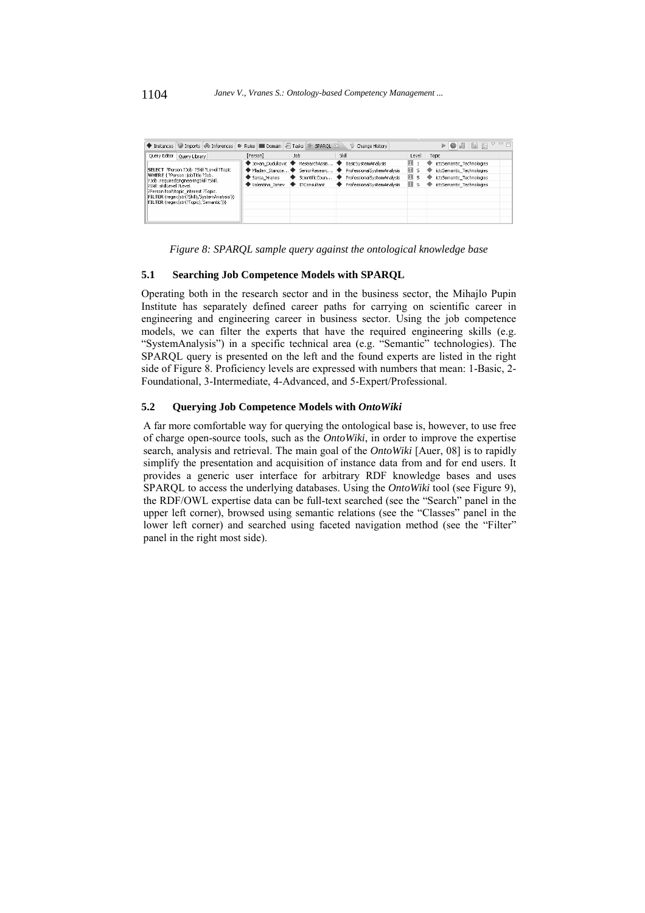*Figure 8: SPARQL sample query against the ontological knowledge base*

### 5.1 Searching Job Competence Models with SPARQL

Operating both in the research sector and in the business sector, the Mihajlo Pupin Institute has separately defined career paths for carrying on scientific career in engineering and engineering career in business sector. Using the job competence models, we can filter the experts that have the required engineering skills (e.g. "SystemAnalysis") in a specific technical area (e.g. "Semantic" technologies). The SPARQL query is presented on the left and the found experts are listed in the right side of Figure 8. Proficiency levels are expressed with numbers that mean: 1-Basic, 2-Foundational, 3-Intermediate, 4-Advanced, and 5-Expert/Professional.

### 5.2 Querying Job Competence Models with *OntoWiki*

A far more comfortable way for querying the ontological base is, however, to use free of charge open-source tools, such as the *OntoWiki*, in order to improve the expertise search, analysis and retrieval. The main goal of the *OntoWiki* [Auer, 08] is to rapidly simplify the presentation and acquisition of instance data from and for end users. It provides a generic user interface for arbitrary RDF knowledge bases and uses SPARQL to access the underlying databases. Using the *OntoWiki* tool (see Figure 9), the RDF/OWL expertise data can be full-text searched (see the "Search" panel in the upper left corner), browsed using semantic relations (see the "Classes" panel in the lower left corner) and searched using faceted navigation method (see the "Filter" panel in the right most side).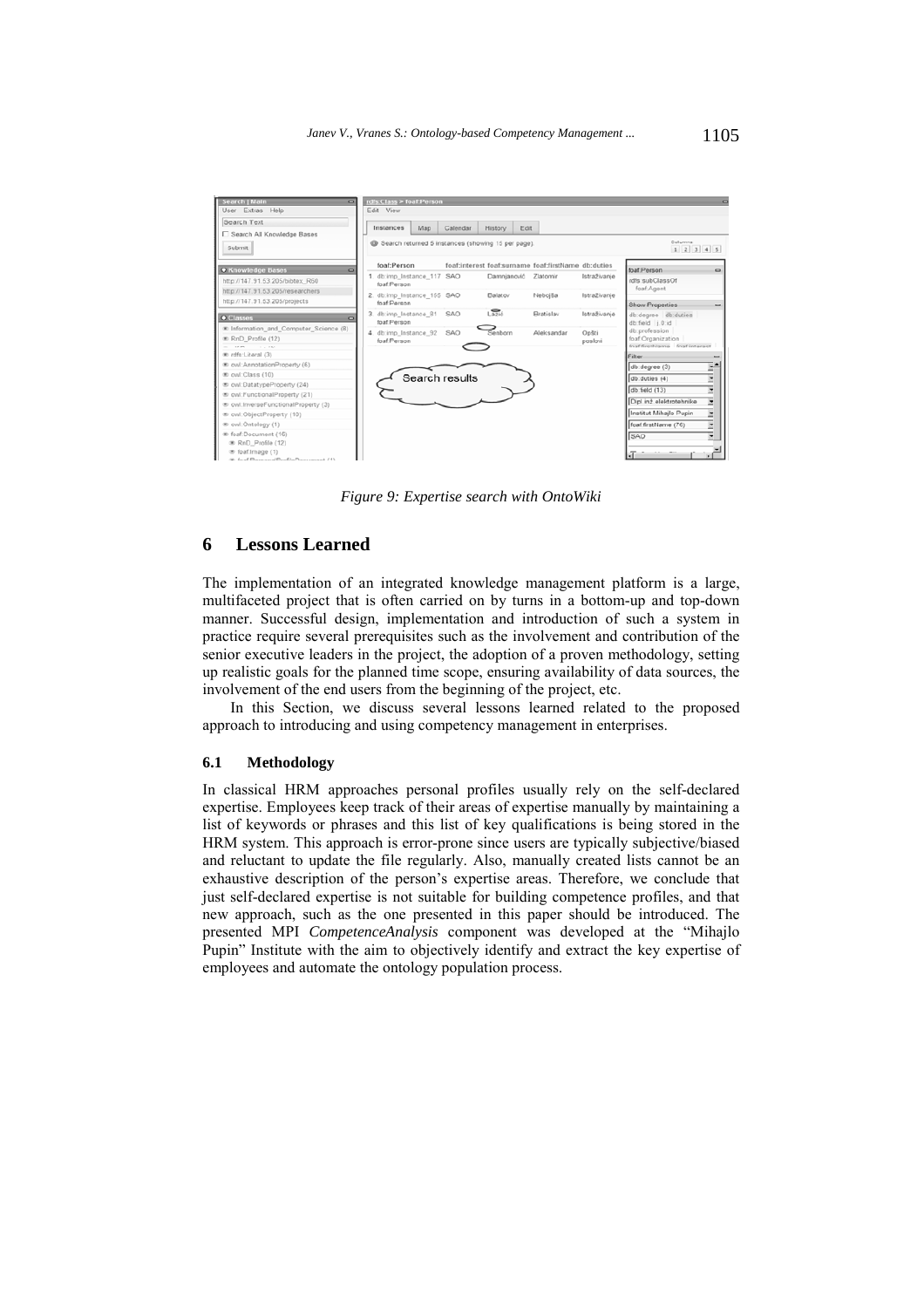*Figure 9: Expertise search with OntoWiki*

## 6 Lessons Learned

The implementation of an integrated knowledge management platform is a large, multifaceted project that is often carried on by turns in a bottom-up and top-down manner. Successful design, implementation and introduction of such a system in practice require several prerequisites such as the involvement and contribution of the senior executive leaders in the project, the adoption of a proven methodology, setting up realistic goals for the planned time scope, ensuring availability of data sources, the involvement of the end users from the beginning of the project, etc.

In this Section, we discuss several lessons learned related to the proposed approach to introducing and using competency management in enterprises.

### 6.1 Methodology

In classical HRM approaches personal profiles usually rely on the self-declared expertise. Employees keep track of their areas of expertise manually by maintaining a list of keywords or phrases and this list of key qualifications is being stored in the HRM system. This approach is error-prone since users are typically subjective/biased and reluctant to update the file regularly. Also, manually created lists cannot be an exhaustive description of the person's expertise areas. Therefore, we conclude that just self-declared expertise is not suitable for building competence profiles, and that new approach, such as the one presented in this paper should be introduced. The presented MPI *CompetenceAnalysis* component was developed at the "Mihajlo Pupin" Institute with the aim to objectively identify and extract the key expertise of employees and automate the ontology population process.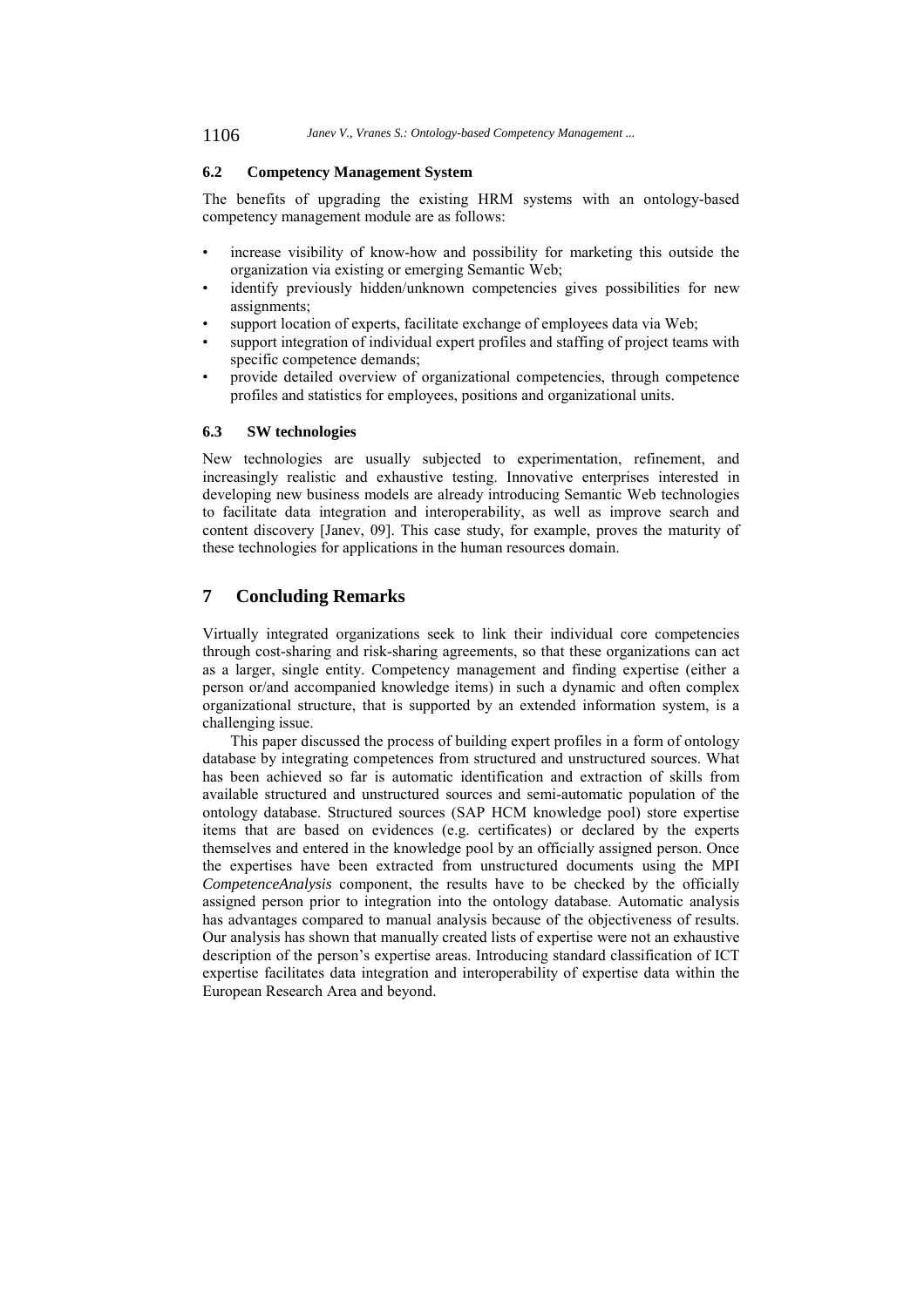### 6.2 Competency Management System

The benefits of upgrading the existing HRM systems with an ontology-based competency management module are as follows:

- increase visibility of know-how and possibility for marketing this outside the organization via existing or emerging Semantic Web;
- identify previously hidden/unknown competencies gives possibilities for new assignments;
- support location of experts, facilitate exchange of employees data via Web;
- support integration of individual expert profiles and staffing of project teams with specific competence demands;
- provide detailed overview of organizational competencies, through competence profiles and statistics for employees, positions and organizational units.

### 6.3 SW technologies

New technologies are usually subjected to experimentation, refinement, and increasingly realistic and exhaustive testing. Innovative enterprises interested in developing new business models are already introducing Semantic Web technologies to facilitate data integration and interoperability, as well as improve search and content discovery [Janev, 09]. This case study, for example, proves the maturity of these technologies for applications in the human resources domain.

## 7 Concluding Remarks

Virtually integrated organizations seek to link their individual core competencies through cost-sharing and risk-sharing agreements, so that these organizations can act as a larger, single entity. Competency management and finding expertise (either a person or/and accompanied knowledge items) in such a dynamic and often complex organizational structure, that is supported by an extended information system, is a challenging issue.

This paper discussed the process of building expert profiles in a form of ontology database by integrating competences from structured and unstructured sources. What has been achieved so far is automatic identification and extraction of skills from available structured and unstructured sources and semi-automatic population of the ontology database. Structured sources (SAP HCM knowledge pool) store expertise items that are based on evidences (e.g. certificates) or declared by the experts themselves and entered in the knowledge pool by an officially assigned person. Once the expertises have been extracted from unstructured documents using the MPI *CompetenceAnalysis* component, the results have to be checked by the officially assigned person prior to integration into the ontology database. Automatic analysis has advantages compared to manual analysis because of the objectiveness of results. Our analysis has shown that manually created lists of expertise were not an exhaustive description of the person's expertise areas. Introducing standard classification of ICT expertise facilitates data integration and interoperability of expertise data within the European Research Area and beyond.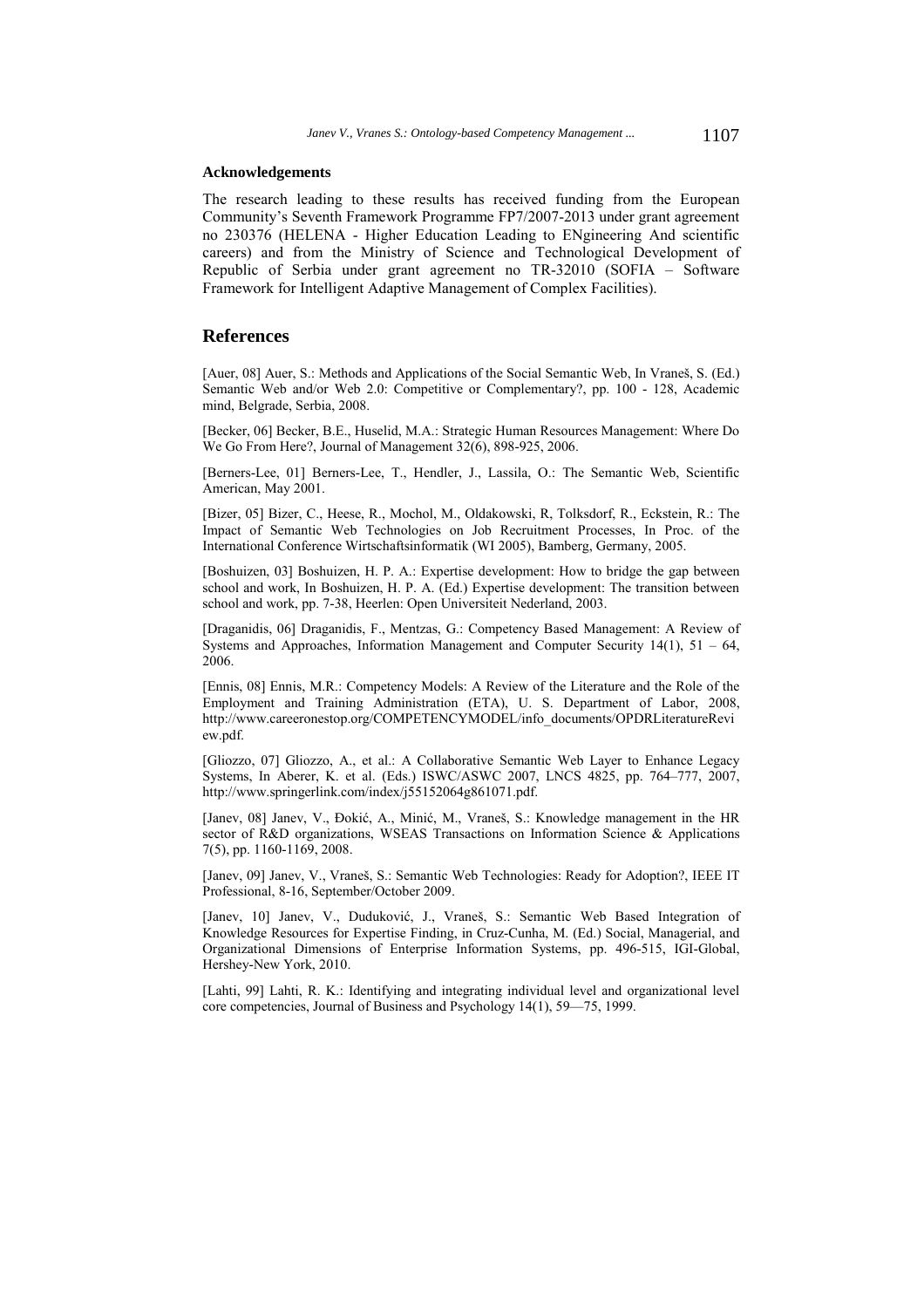#### Acknowledgements

The research leading to these results has received funding from the European Community's Seventh Framework Programme FP7/2007-2013 under grant agreement no 230376 (HELENA - Higher Education Leading to ENgineering And scientific careers) and from the Ministry of Science and Technological Development of Republic of Serbia under grant agreement no TR-32010 (SOFIA – Software Framework for Intelligent Adaptive Management of Complex Facilities).

## References

[Auer, 08] Auer, S.: Methods and Applications of the Social Semantic Web, In Vraneš, S. (Ed.) Semantic Web and/or Web 2.0: Competitive or Complementary?, pp. 100 - 128, Academic mind, Belgrade, Serbia, 2008.

[Becker, 06] Becker, B.E., Huselid, M.A.: Strategic Human Resources Management: Where Do We Go From Here?, Journal of Management 32(6), 898-925, 2006.

[Berners-Lee, 01] Berners-Lee, T., Hendler, J., Lassila, O.: The Semantic Web, Scientific American, May 2001.

[Bizer, 05] Bizer, C., Heese, R., Mochol, M., Oldakowski, R, Tolksdorf, R., Eckstein, R.: The Impact of Semantic Web Technologies on Job Recruitment Processes, In Proc. of the International Conference Wirtschaftsinformatik (WI 2005), Bamberg, Germany, 2005.

[Boshuizen, 03] Boshuizen, H. P. A.: Expertise development: How to bridge the gap between school and work, In Boshuizen, H. P. A. (Ed.) Expertise development: The transition between school and work, pp. 7-38, Heerlen: Open Universiteit Nederland, 2003.

[Draganidis, 06] Draganidis, F., Mentzas, G.: Competency Based Management: A Review of Systems and Approaches, Information Management and Computer Security 14(1), 51 – 64, 2006.

[Ennis, 08] Ennis, M.R.: Competency Models: A Review of the Literature and the Role of the Employment and Training Administration (ETA), U. S. Department of Labor, 2008, http://www.careeronestop.org/COMPETENCYMODEL/info_documents/OPDRLiteratureReview.pdf.

[Gliozzo, 07] Gliozzo, A., et al.: A Collaborative Semantic Web Layer to Enhance Legacy Systems, In Aberer, K. et al. (Eds.) ISWC/ASWC 2007, LNCS 4825, pp. 764–777, 2007, http://www.springerlink.com/index/j55152064g861071.pdf.

[Janev, 08] Janev, V., Đokić, A., Minić, M., Vraneš, S.: Knowledge management in the HR sector of R&D organizations, WSEAS Transactions on Information Science & Applications 7(5), pp. 1160-1169, 2008.

[Janev, 09] Janev, V., Vraneš, S.: Semantic Web Technologies: Ready for Adoption?, IEEE IT Professional, 8-16, September/October 2009.

[Janev, 10] Janev, V., Duduković, J., Vraneš, S.: Semantic Web Based Integration of Knowledge Resources for Expertise Finding, in Cruz-Cunha, M. (Ed.) Social, Managerial, and Organizational Dimensions of Enterprise Information Systems, pp. 496-515, IGI-Global, Hershey-New York, 2010.

[Lahti, 99] Lahti, R. K.: Identifying and integrating individual level and organizational level core competencies, Journal of Business and Psychology 14(1), 59—75, 1999.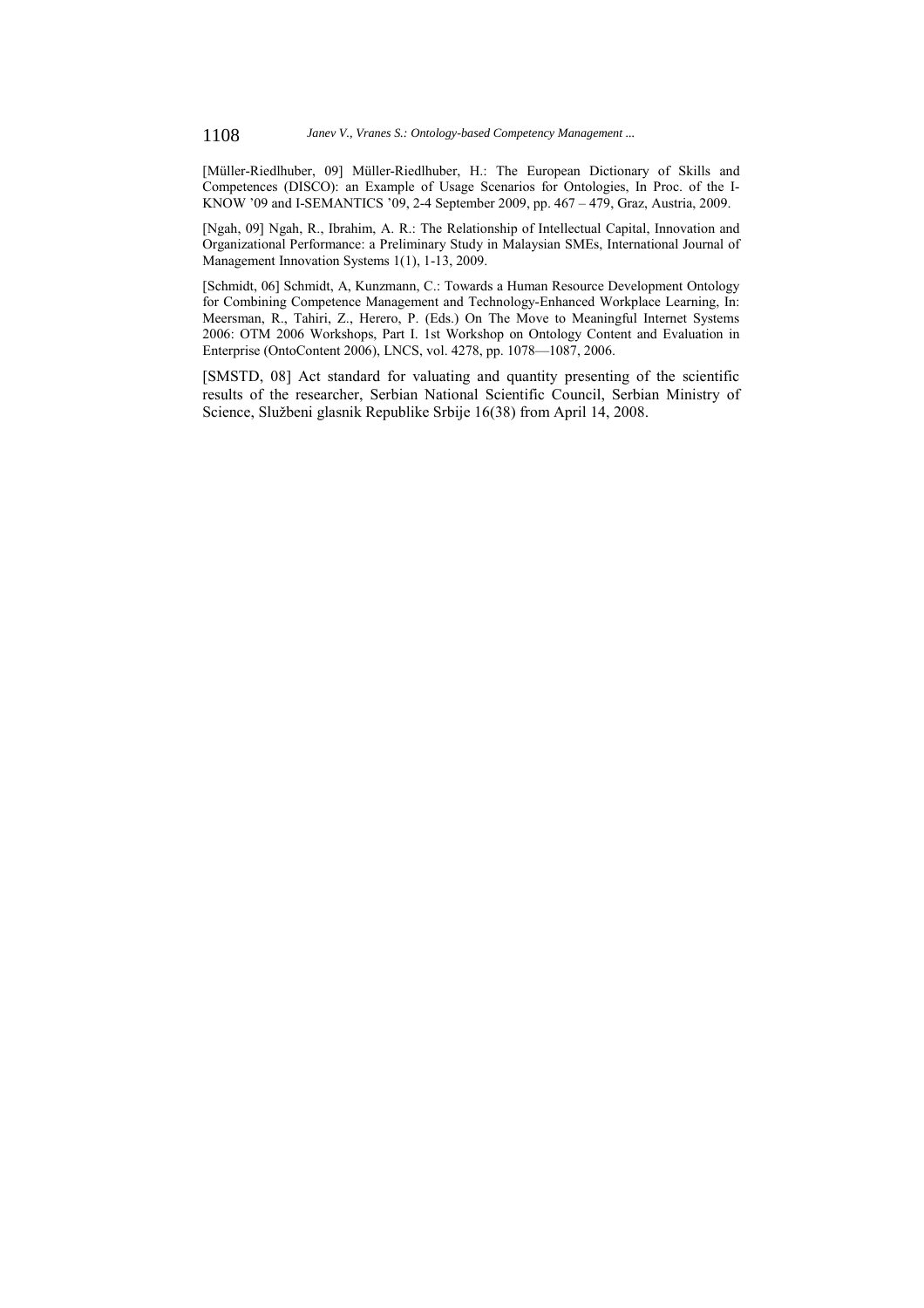[Müller-Riedlhuber, 09] Müller-Riedlhuber, H.: The European Dictionary of Skills and Competences (DISCO): an Example of Usage Scenarios for Ontologies, In Proc. of the I-KNOW '09 and I-SEMANTICS '09, 2-4 September 2009, pp. 467 – 479, Graz, Austria, 2009.

[Ngah, 09] Ngah, R., Ibrahim, A. R.: The Relationship of Intellectual Capital, Innovation and Organizational Performance: a Preliminary Study in Malaysian SMEs, International Journal of Management Innovation Systems 1(1), 1-13, 2009.

[Schmidt, 06] Schmidt, A, Kunzmann, C.: Towards a Human Resource Development Ontology for Combining Competence Management and Technology-Enhanced Workplace Learning, In: Meersman, R., Tahiri, Z., Herero, P. (Eds.) On The Move to Meaningful Internet Systems 2006: OTM 2006 Workshops, Part I. 1st Workshop on Ontology Content and Evaluation in Enterprise (OntoContent 2006), LNCS, vol. 4278, pp. 1078—1087, 2006.

[SMSTD, 08] Act standard for valuating and quantity presenting of the scientific results of the researcher, Serbian National Scientific Council, Serbian Ministry of Science, Službeni glasnik Republike Srbije 16(38) from April 14, 2008.